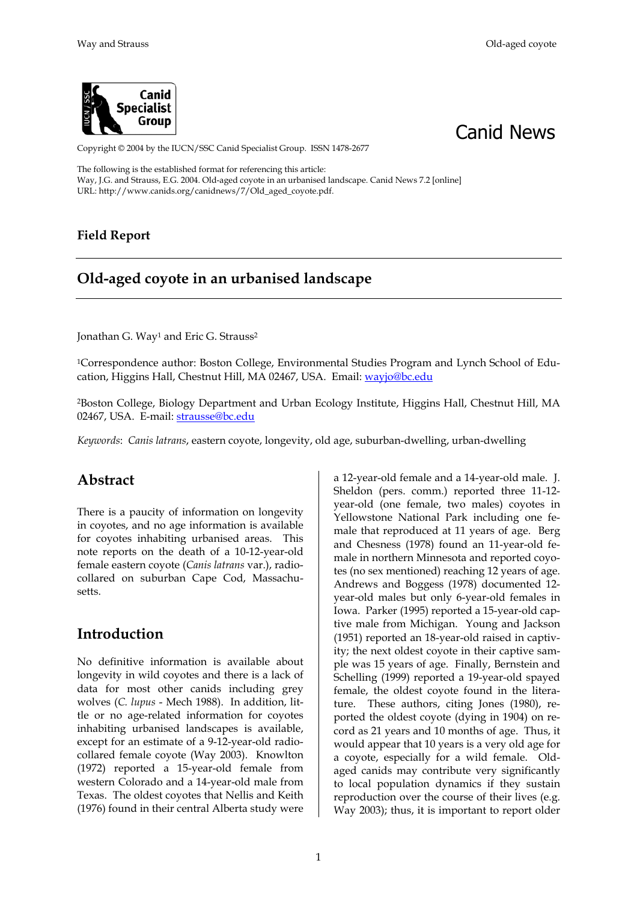Canid News

Copyright © 2004 by the IUCN/SSC Canid Specialist Group. ISSN 1478-2677

The following is the established format for referencing this article:
Way, J.G. and Strauss, E.G. 2004. Old-aged coyote in an urbanised landscape. Canid News 7.2 [online]
URL: http://www.canids.org/canidnews/7/Old_aged_coyote.pdf.

**Field Report**

# Old-aged coyote in an urbanised landscape

Jonathan G. Way[1] and Eric G. Strauss[2]

[1]Correspondence author: Boston College, Environmental Studies Program and Lynch School of Education, Higgins Hall, Chestnut Hill, MA 02467, USA. Email: wayjo@bc.edu

[2]Boston College, Biology Department and Urban Ecology Institute, Higgins Hall, Chestnut Hill, MA 02467, USA. E-mail: strausse@bc.edu

*Keywords*: *Canis latrans*, eastern coyote, longevity, old age, suburban-dwelling, urban-dwelling

## Abstract

There is a paucity of information on longevity in coyotes, and no age information is available for coyotes inhabiting urbanised areas. This note reports on the death of a 10-12-year-old female eastern coyote (*Canis latrans* var.), radio-collared on suburban Cape Cod, Massachusetts.

## Introduction

No definitive information is available about longevity in wild coyotes and there is a lack of data for most other canids including grey wolves (*C. lupus* - Mech 1988). In addition, little or no age-related information for coyotes inhabiting urbanised landscapes is available, except for an estimate of a 9-12-year-old radio-collared female coyote (Way 2003). Knowlton (1972) reported a 15-year-old female from western Colorado and a 14-year-old male from Texas. The oldest coyotes that Nellis and Keith (1976) found in their central Alberta study were a 12-year-old female and a 14-year-old male. J. Sheldon (pers. comm.) reported three 11-12-year-old (one female, two males) coyotes in Yellowstone National Park including one female that reproduced at 11 years of age. Berg and Chesness (1978) found an 11-year-old female in northern Minnesota and reported coyotes (no sex mentioned) reaching 12 years of age. Andrews and Boggess (1978) documented 12-year-old males but only 6-year-old females in Iowa. Parker (1995) reported a 15-year-old captive male from Michigan. Young and Jackson (1951) reported an 18-year-old raised in captivity; the next oldest coyote in their captive sample was 15 years of age. Finally, Bernstein and Schelling (1999) reported a 19-year-old spayed female, the oldest coyote found in the literature. These authors, citing Jones (1980), reported the oldest coyote (dying in 1904) on record as 21 years and 10 months of age. Thus, it would appear that 10 years is a very old age for a coyote, especially for a wild female. Old-aged canids may contribute very significantly to local population dynamics if they sustain reproduction over the course of their lives (e.g. Way 2003); thus, it is important to report older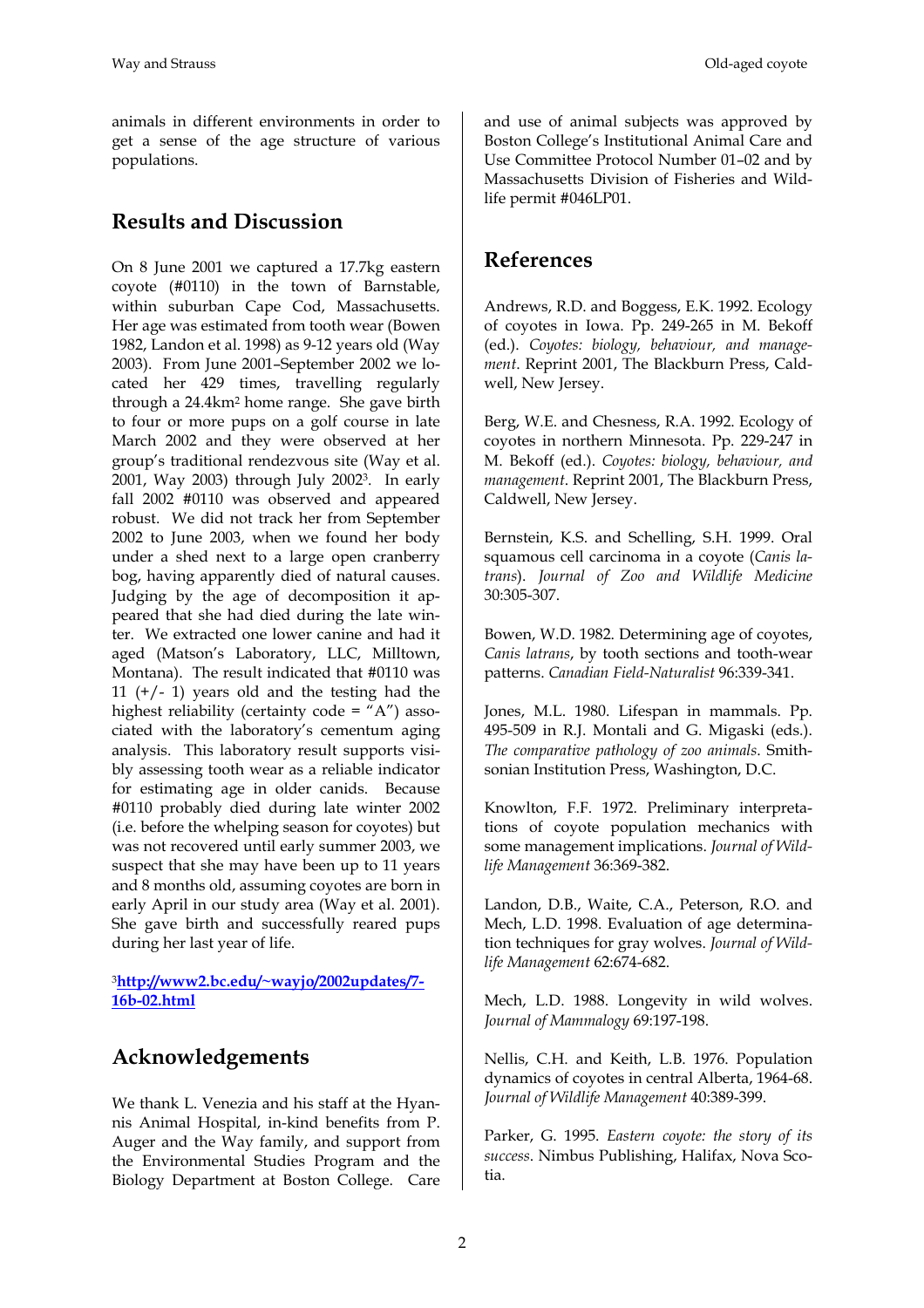animals in different environments in order to get a sense of the age structure of various populations.

## Results and Discussion

On 8 June 2001 we captured a 17.7kg eastern coyote (#0110) in the town of Barnstable, within suburban Cape Cod, Massachusetts. Her age was estimated from tooth wear (Bowen 1982, Landon et al. 1998) as 9-12 years old (Way 2003). From June 2001–September 2002 we located her 429 times, travelling regularly through a 24.4km$^2$ home range. She gave birth to four or more pups on a golf course in late March 2002 and they were observed at her group's traditional rendezvous site (Way et al. 2001, Way 2003) through July 2002[3]. In early fall 2002 #0110 was observed and appeared robust. We did not track her from September 2002 to June 2003, when we found her body under a shed next to a large open cranberry bog, having apparently died of natural causes. Judging by the age of decomposition it appeared that she had died during the late winter. We extracted one lower canine and had it aged (Matson's Laboratory, LLC, Milltown, Montana). The result indicated that #0110 was 11 (+/- 1) years old and the testing had the highest reliability (certainty code = "A") associated with the laboratory's cementum aging analysis. This laboratory result supports visibly assessing tooth wear as a reliable indicator for estimating age in older canids. Because #0110 probably died during late winter 2002 (i.e. before the whelping season for coyotes) but was not recovered until early summer 2003, we suspect that she may have been up to 11 years and 8 months old, assuming coyotes are born in early April in our study area (Way et al. 2001). She gave birth and successfully reared pups during her last year of life.

[3]**http://www2.bc.edu/~wayjo/2002updates/7-16b-02.html**

## Acknowledgements

We thank L. Venezia and his staff at the Hyannis Animal Hospital, in-kind benefits from P. Auger and the Way family, and support from the Environmental Studies Program and the Biology Department at Boston College. Care and use of animal subjects was approved by Boston College's Institutional Animal Care and Use Committee Protocol Number 01–02 and by Massachusetts Division of Fisheries and Wildlife permit #046LP01.

## References

Andrews, R.D. and Boggess, E.K. 1992. Ecology of coyotes in Iowa. Pp. 249-265 in M. Bekoff (ed.). *Coyotes: biology, behaviour, and management*. Reprint 2001, The Blackburn Press, Caldwell, New Jersey.

Berg, W.E. and Chesness, R.A. 1992. Ecology of coyotes in northern Minnesota. Pp. 229-247 in M. Bekoff (ed.). *Coyotes: biology, behaviour, and management*. Reprint 2001, The Blackburn Press, Caldwell, New Jersey.

Bernstein, K.S. and Schelling, S.H. 1999. Oral squamous cell carcinoma in a coyote (*Canis latrans*). *Journal of Zoo and Wildlife Medicine* 30:305-307.

Bowen, W.D. 1982. Determining age of coyotes, *Canis latrans*, by tooth sections and tooth-wear patterns. *Canadian Field-Naturalist* 96:339-341.

Jones, M.L. 1980. Lifespan in mammals. Pp. 495-509 in R.J. Montali and G. Migaski (eds.). *The comparative pathology of zoo animals*. Smithsonian Institution Press, Washington, D.C.

Knowlton, F.F. 1972. Preliminary interpretations of coyote population mechanics with some management implications. *Journal of Wildlife Management* 36:369-382.

Landon, D.B., Waite, C.A., Peterson, R.O. and Mech, L.D. 1998. Evaluation of age determination techniques for gray wolves. *Journal of Wildlife Management* 62:674-682.

Mech, L.D. 1988. Longevity in wild wolves. *Journal of Mammalogy* 69:197-198.

Nellis, C.H. and Keith, L.B. 1976. Population dynamics of coyotes in central Alberta, 1964-68. *Journal of Wildlife Management* 40:389-399.

Parker, G. 1995. *Eastern coyote: the story of its success*. Nimbus Publishing, Halifax, Nova Scotia.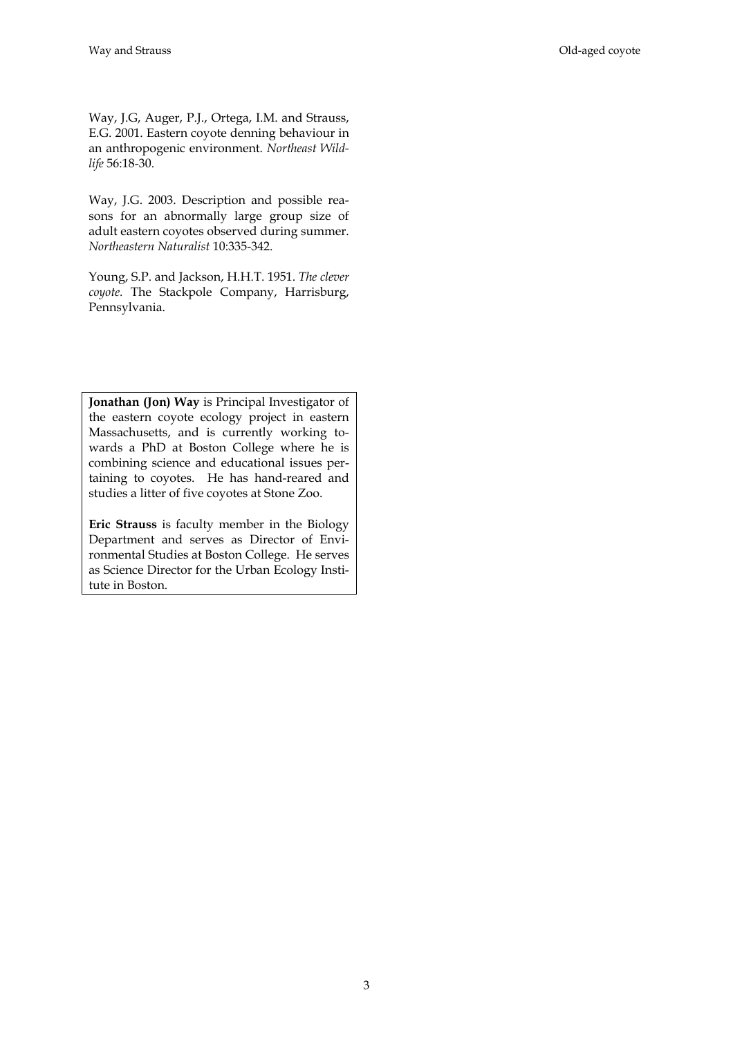Way, J.G, Auger, P.J., Ortega, I.M. and Strauss, E.G. 2001. Eastern coyote denning behaviour in an anthropogenic environment. *Northeast Wildlife* 56:18-30.

Way, J.G. 2003. Description and possible reasons for an abnormally large group size of adult eastern coyotes observed during summer. *Northeastern Naturalist* 10:335-342.

Young, S.P. and Jackson, H.H.T. 1951. *The clever coyote.* The Stackpole Company, Harrisburg, Pennsylvania.

**Jonathan (Jon) Way** is Principal Investigator of the eastern coyote ecology project in eastern Massachusetts, and is currently working towards a PhD at Boston College where he is combining science and educational issues pertaining to coyotes. He has hand-reared and studies a litter of five coyotes at Stone Zoo.

**Eric Strauss** is faculty member in the Biology Department and serves as Director of Environmental Studies at Boston College. He serves as Science Director for the Urban Ecology Institute in Boston.